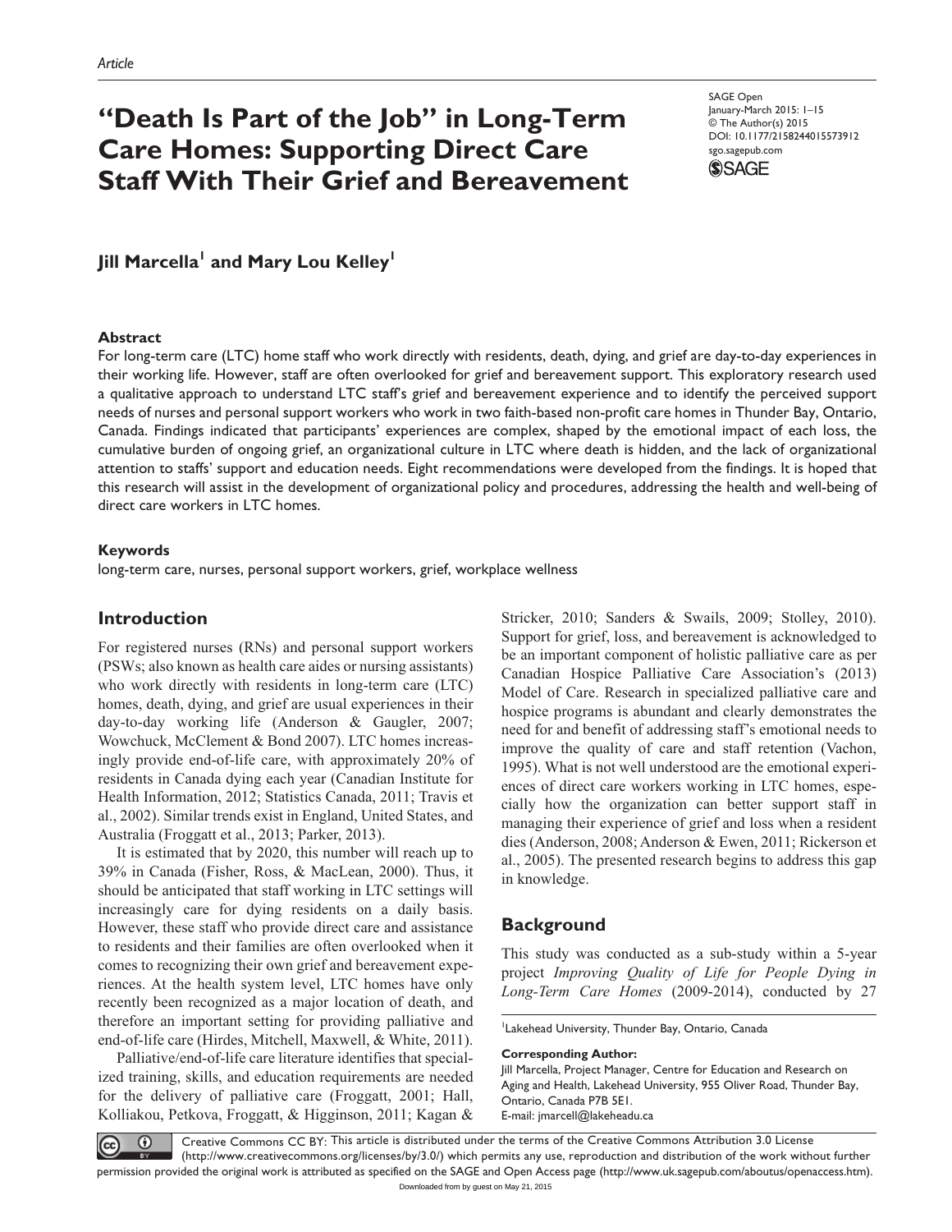Article

# "Death Is Part of the Job" in Long-Term Care Homes: Supporting Direct Care Staff With Their Grief and Bereavement

SAGE Open
January-March 2015: 1–15
© The Author(s) 2015
DOI: 10.1177/2158244015573912
sgo.sagepub.com

**Jill Marcella[1] and Mary Lou Kelley[1]**

### Abstract

For long-term care (LTC) home staff who work directly with residents, death, dying, and grief are day-to-day experiences in their working life. However, staff are often overlooked for grief and bereavement support. This exploratory research used a qualitative approach to understand LTC staff's grief and bereavement experience and to identify the perceived support needs of nurses and personal support workers who work in two faith-based non-profit care homes in Thunder Bay, Ontario, Canada. Findings indicated that participants' experiences are complex, shaped by the emotional impact of each loss, the cumulative burden of ongoing grief, an organizational culture in LTC where death is hidden, and the lack of organizational attention to staffs' support and education needs. Eight recommendations were developed from the findings. It is hoped that this research will assist in the development of organizational policy and procedures, addressing the health and well-being of direct care workers in LTC homes.

### Keywords

long-term care, nurses, personal support workers, grief, workplace wellness

## Introduction

For registered nurses (RNs) and personal support workers (PSWs; also known as health care aides or nursing assistants) who work directly with residents in long-term care (LTC) homes, death, dying, and grief are usual experiences in their day-to-day working life (Anderson & Gaugler, 2007; Wowchuck, McClement & Bond 2007). LTC homes increasingly provide end-of-life care, with approximately 20% of residents in Canada dying each year (Canadian Institute for Health Information, 2012; Statistics Canada, 2011; Travis et al., 2002). Similar trends exist in England, United States, and Australia (Froggatt et al., 2013; Parker, 2013).

It is estimated that by 2020, this number will reach up to 39% in Canada (Fisher, Ross, & MacLean, 2000). Thus, it should be anticipated that staff working in LTC settings will increasingly care for dying residents on a daily basis. However, these staff who provide direct care and assistance to residents and their families are often overlooked when it comes to recognizing their own grief and bereavement experiences. At the health system level, LTC homes have only recently been recognized as a major location of death, and therefore an important setting for providing palliative and end-of-life care (Hirdes, Mitchell, Maxwell, & White, 2011).

Palliative/end-of-life care literature identifies that specialized training, skills, and education requirements are needed for the delivery of palliative care (Froggatt, 2001; Hall, Kolliakou, Petkova, Froggatt, & Higginson, 2011; Kagan & Stricker, 2010; Sanders & Swails, 2009; Stolley, 2010). Support for grief, loss, and bereavement is acknowledged to be an important component of holistic palliative care as per Canadian Hospice Palliative Care Association's (2013) Model of Care. Research in specialized palliative care and hospice programs is abundant and clearly demonstrates the need for and benefit of addressing staff's emotional needs to improve the quality of care and staff retention (Vachon, 1995). What is not well understood are the emotional experiences of direct care workers working in LTC homes, especially how the organization can better support staff in managing their experience of grief and loss when a resident dies (Anderson, 2008; Anderson & Ewen, 2011; Rickerson et al., 2005). The presented research begins to address this gap in knowledge.

## Background

This study was conducted as a sub-study within a 5-year project *Improving Quality of Life for People Dying in Long-Term Care Homes* (2009-2014), conducted by 27

[1]Lakehead University, Thunder Bay, Ontario, Canada

**Corresponding Author:**
Jill Marcella, Project Manager, Centre for Education and Research on Aging and Health, Lakehead University, 955 Oliver Road, Thunder Bay, Ontario, Canada P7B 5E1.
E-mail: jmarcell@lakeheadu.ca

Creative Commons CC BY: This article is distributed under the terms of the Creative Commons Attribution 3.0 License (http://www.creativecommons.org/licenses/by/3.0/) which permits any use, reproduction and distribution of the work without further permission provided the original work is attributed as specified on the SAGE and Open Access page (http://www.uk.sagepub.com/aboutus/openaccess.htm).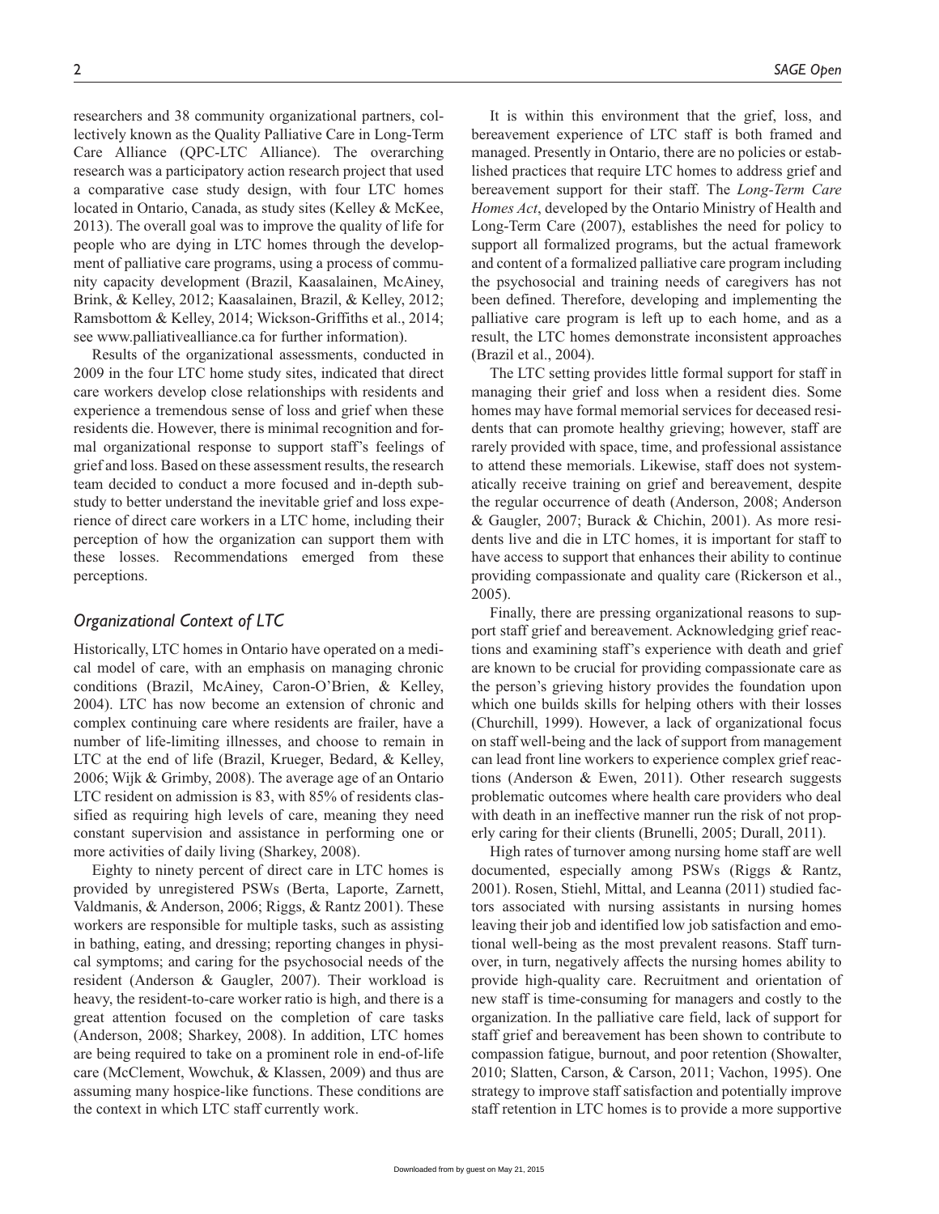researchers and 38 community organizational partners, collectively known as the Quality Palliative Care in Long-Term Care Alliance (QPC-LTC Alliance). The overarching research was a participatory action research project that used a comparative case study design, with four LTC homes located in Ontario, Canada, as study sites (Kelley & McKee, 2013). The overall goal was to improve the quality of life for people who are dying in LTC homes through the development of palliative care programs, using a process of community capacity development (Brazil, Kaasalainen, McAiney, Brink, & Kelley, 2012; Kaasalainen, Brazil, & Kelley, 2012; Ramsbottom & Kelley, 2014; Wickson-Griffiths et al., 2014; see www.palliativealliance.ca for further information).

Results of the organizational assessments, conducted in 2009 in the four LTC home study sites, indicated that direct care workers develop close relationships with residents and experience a tremendous sense of loss and grief when these residents die. However, there is minimal recognition and formal organizational response to support staff's feelings of grief and loss. Based on these assessment results, the research team decided to conduct a more focused and in-depth substudy to better understand the inevitable grief and loss experience of direct care workers in a LTC home, including their perception of how the organization can support them with these losses. Recommendations emerged from these perceptions.

## *Organizational Context of LTC*

Historically, LTC homes in Ontario have operated on a medical model of care, with an emphasis on managing chronic conditions (Brazil, McAiney, Caron-O'Brien, & Kelley, 2004). LTC has now become an extension of chronic and complex continuing care where residents are frailer, have a number of life-limiting illnesses, and choose to remain in LTC at the end of life (Brazil, Krueger, Bedard, & Kelley, 2006; Wijk & Grimby, 2008). The average age of an Ontario LTC resident on admission is 83, with 85% of residents classified as requiring high levels of care, meaning they need constant supervision and assistance in performing one or more activities of daily living (Sharkey, 2008).

Eighty to ninety percent of direct care in LTC homes is provided by unregistered PSWs (Berta, Laporte, Zarnett, Valdmanis, & Anderson, 2006; Riggs, & Rantz 2001). These workers are responsible for multiple tasks, such as assisting in bathing, eating, and dressing; reporting changes in physical symptoms; and caring for the psychosocial needs of the resident (Anderson & Gaugler, 2007). Their workload is heavy, the resident-to-care worker ratio is high, and there is a great attention focused on the completion of care tasks (Anderson, 2008; Sharkey, 2008). In addition, LTC homes are being required to take on a prominent role in end-of-life care (McClement, Wowchuk, & Klassen, 2009) and thus are assuming many hospice-like functions. These conditions are the context in which LTC staff currently work.

It is within this environment that the grief, loss, and bereavement experience of LTC staff is both framed and managed. Presently in Ontario, there are no policies or established practices that require LTC homes to address grief and bereavement support for their staff. The *Long-Term Care Homes Act*, developed by the Ontario Ministry of Health and Long-Term Care (2007), establishes the need for policy to support all formalized programs, but the actual framework and content of a formalized palliative care program including the psychosocial and training needs of caregivers has not been defined. Therefore, developing and implementing the palliative care program is left up to each home, and as a result, the LTC homes demonstrate inconsistent approaches (Brazil et al., 2004).

The LTC setting provides little formal support for staff in managing their grief and loss when a resident dies. Some homes may have formal memorial services for deceased residents that can promote healthy grieving; however, staff are rarely provided with space, time, and professional assistance to attend these memorials. Likewise, staff does not systematically receive training on grief and bereavement, despite the regular occurrence of death (Anderson, 2008; Anderson & Gaugler, 2007; Burack & Chichin, 2001). As more residents live and die in LTC homes, it is important for staff to have access to support that enhances their ability to continue providing compassionate and quality care (Rickerson et al., 2005).

Finally, there are pressing organizational reasons to support staff grief and bereavement. Acknowledging grief reactions and examining staff's experience with death and grief are known to be crucial for providing compassionate care as the person's grieving history provides the foundation upon which one builds skills for helping others with their losses (Churchill, 1999). However, a lack of organizational focus on staff well-being and the lack of support from management can lead front line workers to experience complex grief reactions (Anderson & Ewen, 2011). Other research suggests problematic outcomes where health care providers who deal with death in an ineffective manner run the risk of not properly caring for their clients (Brunelli, 2005; Durall, 2011).

High rates of turnover among nursing home staff are well documented, especially among PSWs (Riggs & Rantz, 2001). Rosen, Stiehl, Mittal, and Leanna (2011) studied factors associated with nursing assistants in nursing homes leaving their job and identified low job satisfaction and emotional well-being as the most prevalent reasons. Staff turnover, in turn, negatively affects the nursing homes ability to provide high-quality care. Recruitment and orientation of new staff is time-consuming for managers and costly to the organization. In the palliative care field, lack of support for staff grief and bereavement has been shown to contribute to compassion fatigue, burnout, and poor retention (Showalter, 2010; Slatten, Carson, & Carson, 2011; Vachon, 1995). One strategy to improve staff satisfaction and potentially improve staff retention in LTC homes is to provide a more supportive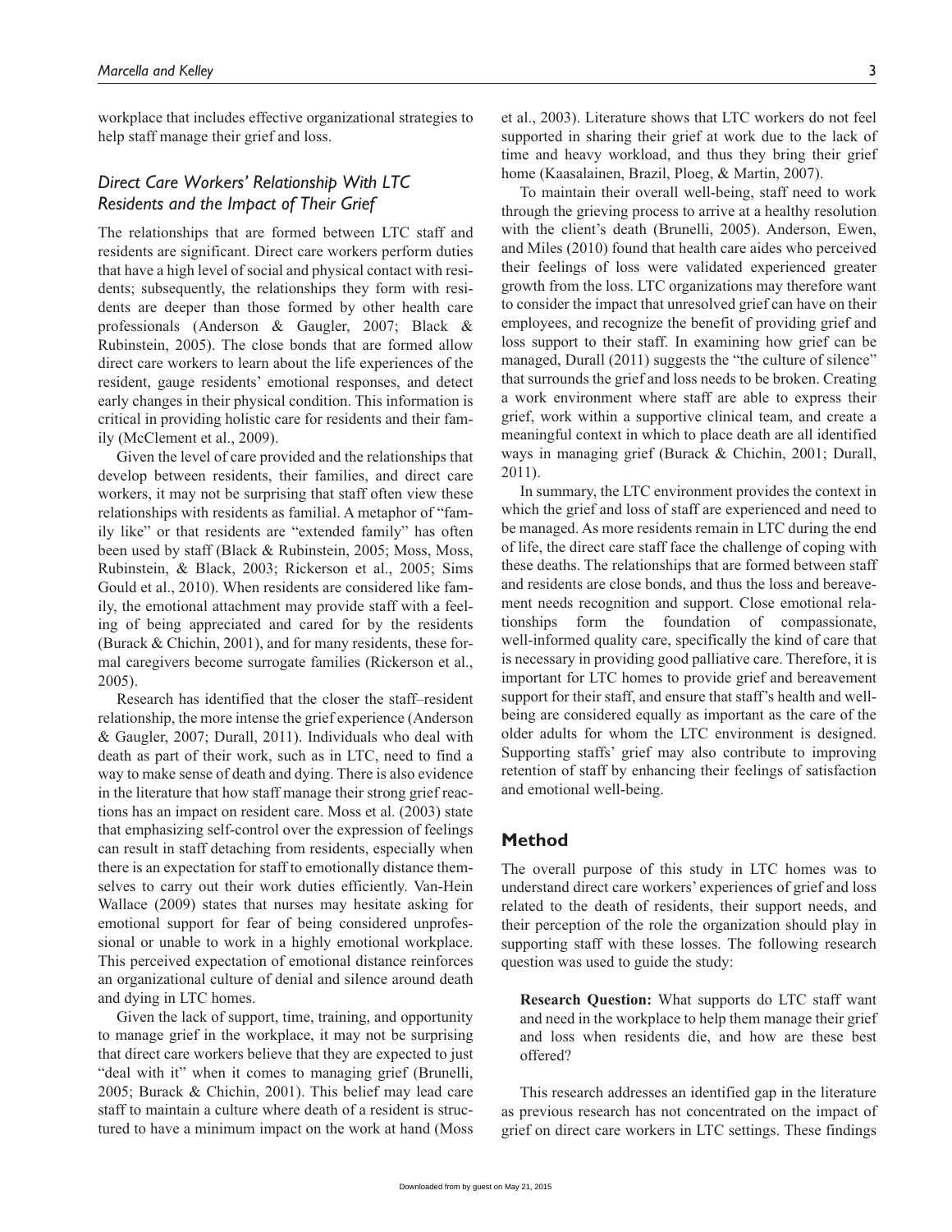workplace that includes effective organizational strategies to help staff manage their grief and loss.

### *Direct Care Workers' Relationship With LTC Residents and the Impact of Their Grief*

The relationships that are formed between LTC staff and residents are significant. Direct care workers perform duties that have a high level of social and physical contact with residents; subsequently, the relationships they form with residents are deeper than those formed by other health care professionals (Anderson & Gaugler, 2007; Black & Rubinstein, 2005). The close bonds that are formed allow direct care workers to learn about the life experiences of the resident, gauge residents' emotional responses, and detect early changes in their physical condition. This information is critical in providing holistic care for residents and their family (McClement et al., 2009).

Given the level of care provided and the relationships that develop between residents, their families, and direct care workers, it may not be surprising that staff often view these relationships with residents as familial. A metaphor of "family like" or that residents are "extended family" has often been used by staff (Black & Rubinstein, 2005; Moss, Moss, Rubinstein, & Black, 2003; Rickerson et al., 2005; Sims Gould et al., 2010). When residents are considered like family, the emotional attachment may provide staff with a feeling of being appreciated and cared for by the residents (Burack & Chichin, 2001), and for many residents, these formal caregivers become surrogate families (Rickerson et al., 2005).

Research has identified that the closer the staff–resident relationship, the more intense the grief experience (Anderson & Gaugler, 2007; Durall, 2011). Individuals who deal with death as part of their work, such as in LTC, need to find a way to make sense of death and dying. There is also evidence in the literature that how staff manage their strong grief reactions has an impact on resident care. Moss et al. (2003) state that emphasizing self-control over the expression of feelings can result in staff detaching from residents, especially when there is an expectation for staff to emotionally distance themselves to carry out their work duties efficiently. Van-Hein Wallace (2009) states that nurses may hesitate asking for emotional support for fear of being considered unprofessional or unable to work in a highly emotional workplace. This perceived expectation of emotional distance reinforces an organizational culture of denial and silence around death and dying in LTC homes.

Given the lack of support, time, training, and opportunity to manage grief in the workplace, it may not be surprising that direct care workers believe that they are expected to just "deal with it" when it comes to managing grief (Brunelli, 2005; Burack & Chichin, 2001). This belief may lead care staff to maintain a culture where death of a resident is structured to have a minimum impact on the work at hand (Moss et al., 2003). Literature shows that LTC workers do not feel supported in sharing their grief at work due to the lack of time and heavy workload, and thus they bring their grief home (Kaasalainen, Brazil, Ploeg, & Martin, 2007).

To maintain their overall well-being, staff need to work through the grieving process to arrive at a healthy resolution with the client's death (Brunelli, 2005). Anderson, Ewen, and Miles (2010) found that health care aides who perceived their feelings of loss were validated experienced greater growth from the loss. LTC organizations may therefore want to consider the impact that unresolved grief can have on their employees, and recognize the benefit of providing grief and loss support to their staff. In examining how grief can be managed, Durall (2011) suggests the "the culture of silence" that surrounds the grief and loss needs to be broken. Creating a work environment where staff are able to express their grief, work within a supportive clinical team, and create a meaningful context in which to place death are all identified ways in managing grief (Burack & Chichin, 2001; Durall, 2011).

In summary, the LTC environment provides the context in which the grief and loss of staff are experienced and need to be managed. As more residents remain in LTC during the end of life, the direct care staff face the challenge of coping with these deaths. The relationships that are formed between staff and residents are close bonds, and thus the loss and bereavement needs recognition and support. Close emotional relationships form the foundation of compassionate, well-informed quality care, specifically the kind of care that is necessary in providing good palliative care. Therefore, it is important for LTC homes to provide grief and bereavement support for their staff, and ensure that staff's health and well-being are considered equally as important as the care of the older adults for whom the LTC environment is designed. Supporting staffs' grief may also contribute to improving retention of staff by enhancing their feelings of satisfaction and emotional well-being.

## Method

The overall purpose of this study in LTC homes was to understand direct care workers' experiences of grief and loss related to the death of residents, their support needs, and their perception of the role the organization should play in supporting staff with these losses. The following research question was used to guide the study:

> **Research Question:** What supports do LTC staff want and need in the workplace to help them manage their grief and loss when residents die, and how are these best offered?

This research addresses an identified gap in the literature as previous research has not concentrated on the impact of grief on direct care workers in LTC settings. These findings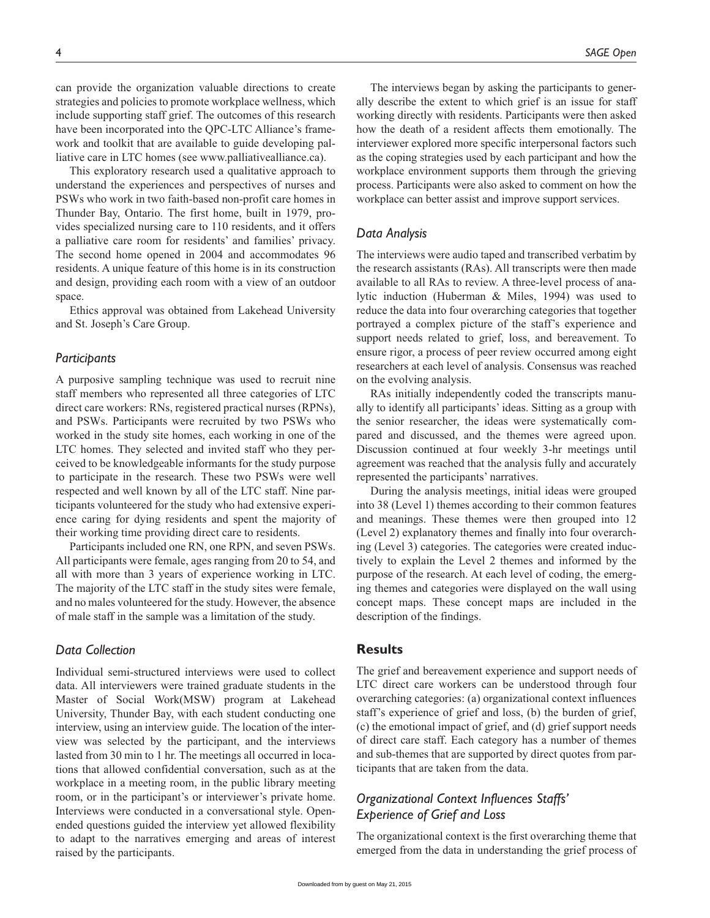can provide the organization valuable directions to create strategies and policies to promote workplace wellness, which include supporting staff grief. The outcomes of this research have been incorporated into the QPC-LTC Alliance's framework and toolkit that are available to guide developing palliative care in LTC homes (see www.palliativealliance.ca).

This exploratory research used a qualitative approach to understand the experiences and perspectives of nurses and PSWs who work in two faith-based non-profit care homes in Thunder Bay, Ontario. The first home, built in 1979, provides specialized nursing care to 110 residents, and it offers a palliative care room for residents' and families' privacy. The second home opened in 2004 and accommodates 96 residents. A unique feature of this home is in its construction and design, providing each room with a view of an outdoor space.

Ethics approval was obtained from Lakehead University and St. Joseph's Care Group.

### *Participants*

A purposive sampling technique was used to recruit nine staff members who represented all three categories of LTC direct care workers: RNs, registered practical nurses (RPNs), and PSWs. Participants were recruited by two PSWs who worked in the study site homes, each working in one of the LTC homes. They selected and invited staff who they perceived to be knowledgeable informants for the study purpose to participate in the research. These two PSWs were well respected and well known by all of the LTC staff. Nine participants volunteered for the study who had extensive experience caring for dying residents and spent the majority of their working time providing direct care to residents.

Participants included one RN, one RPN, and seven PSWs. All participants were female, ages ranging from 20 to 54, and all with more than 3 years of experience working in LTC. The majority of the LTC staff in the study sites were female, and no males volunteered for the study. However, the absence of male staff in the sample was a limitation of the study.

### *Data Collection*

Individual semi-structured interviews were used to collect data. All interviewers were trained graduate students in the Master of Social Work(MSW) program at Lakehead University, Thunder Bay, with each student conducting one interview, using an interview guide. The location of the interview was selected by the participant, and the interviews lasted from 30 min to 1 hr. The meetings all occurred in locations that allowed confidential conversation, such as at the workplace in a meeting room, in the public library meeting room, or in the participant's or interviewer's private home. Interviews were conducted in a conversational style. Open-ended questions guided the interview yet allowed flexibility to adapt to the narratives emerging and areas of interest raised by the participants.

The interviews began by asking the participants to generally describe the extent to which grief is an issue for staff working directly with residents. Participants were then asked how the death of a resident affects them emotionally. The interviewer explored more specific interpersonal factors such as the coping strategies used by each participant and how the workplace environment supports them through the grieving process. Participants were also asked to comment on how the workplace can better assist and improve support services.

### *Data Analysis*

The interviews were audio taped and transcribed verbatim by the research assistants (RAs). All transcripts were then made available to all RAs to review. A three-level process of analytic induction (Huberman & Miles, 1994) was used to reduce the data into four overarching categories that together portrayed a complex picture of the staff's experience and support needs related to grief, loss, and bereavement. To ensure rigor, a process of peer review occurred among eight researchers at each level of analysis. Consensus was reached on the evolving analysis.

RAs initially independently coded the transcripts manually to identify all participants' ideas. Sitting as a group with the senior researcher, the ideas were systematically compared and discussed, and the themes were agreed upon. Discussion continued at four weekly 3-hr meetings until agreement was reached that the analysis fully and accurately represented the participants' narratives.

During the analysis meetings, initial ideas were grouped into 38 (Level 1) themes according to their common features and meanings. These themes were then grouped into 12 (Level 2) explanatory themes and finally into four overarching (Level 3) categories. The categories were created inductively to explain the Level 2 themes and informed by the purpose of the research. At each level of coding, the emerging themes and categories were displayed on the wall using concept maps. These concept maps are included in the description of the findings.

## Results

The grief and bereavement experience and support needs of LTC direct care workers can be understood through four overarching categories: (a) organizational context influences staff's experience of grief and loss, (b) the burden of grief, (c) the emotional impact of grief, and (d) grief support needs of direct care staff. Each category has a number of themes and sub-themes that are supported by direct quotes from participants that are taken from the data.

### *Organizational Context Influences Staffs' Experience of Grief and Loss*

The organizational context is the first overarching theme that emerged from the data in understanding the grief process of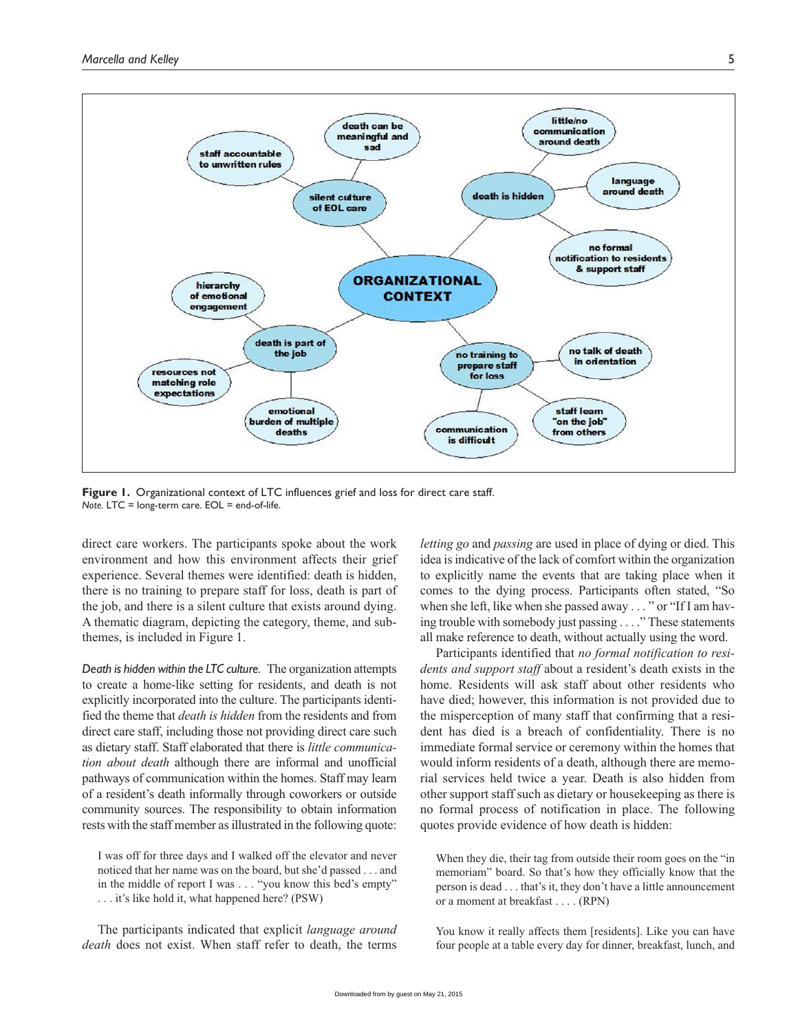**Figure 1.** Organizational context of LTC influences grief and loss for direct care staff.
*Note.* LTC = long-term care. EOL = end-of-life.

direct care workers. The participants spoke about the work environment and how this environment affects their grief experience. Several themes were identified: death is hidden, there is no training to prepare staff for loss, death is part of the job, and there is a silent culture that exists around dying. A thematic diagram, depicting the category, theme, and subthemes, is included in Figure 1.

*Death is hidden within the LTC culture.* The organization attempts to create a home-like setting for residents, and death is not explicitly incorporated into the culture. The participants identified the theme that *death is hidden* from the residents and from direct care staff, including those not providing direct care such as dietary staff. Staff elaborated that there is *little communication about death* although there are informal and unofficial pathways of communication within the homes. Staff may learn of a resident's death informally through coworkers or outside community sources. The responsibility to obtain information rests with the staff member as illustrated in the following quote:

> I was off for three days and I walked off the elevator and never noticed that her name was on the board, but she'd passed . . . and in the middle of report I was . . . "you know this bed's empty" . . . it's like hold it, what happened here? (PSW)

The participants indicated that explicit *language around death* does not exist. When staff refer to death, the terms *letting go* and *passing* are used in place of dying or died. This idea is indicative of the lack of comfort within the organization to explicitly name the events that are taking place when it comes to the dying process. Participants often stated, "So when she left, like when she passed away . . . " or "If I am having trouble with somebody just passing . . . ." These statements all make reference to death, without actually using the word.

Participants identified that *no formal notification to residents and support staff* about a resident's death exists in the home. Residents will ask staff about other residents who have died; however, this information is not provided due to the misperception of many staff that confirming that a resident has died is a breach of confidentiality. There is no immediate formal service or ceremony within the homes that would inform residents of a death, although there are memorial services held twice a year. Death is also hidden from other support staff such as dietary or housekeeping as there is no formal process of notification in place. The following quotes provide evidence of how death is hidden:

> When they die, their tag from outside their room goes on the "in memoriam" board. So that's how they officially know that the person is dead . . . that's it, they don't have a little announcement or a moment at breakfast . . . . (RPN)

> You know it really affects them [residents]. Like you can have four people at a table every day for dinner, breakfast, lunch, and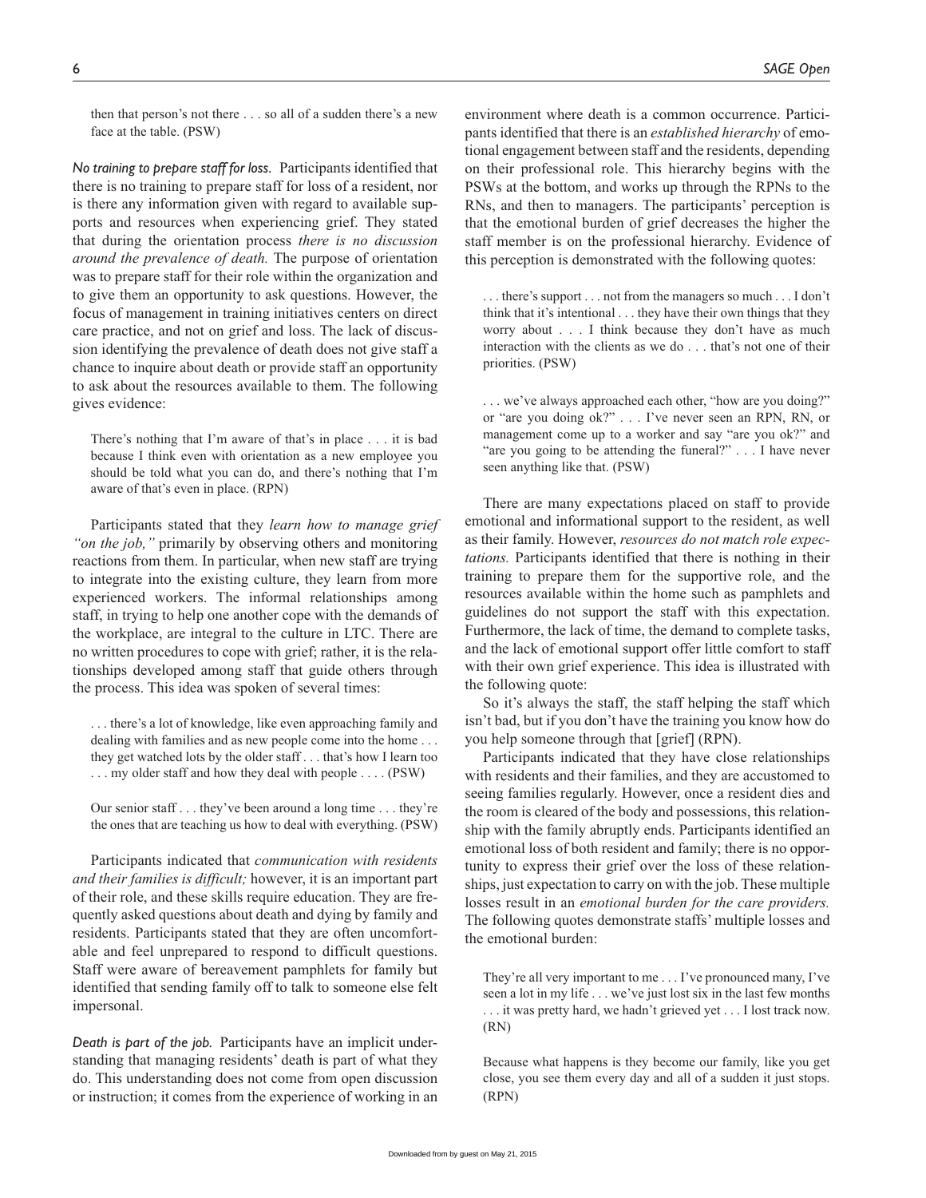then that person's not there . . . so all of a sudden there's a new face at the table. (PSW)

*No training to prepare staff for loss.* Participants identified that there is no training to prepare staff for loss of a resident, nor is there any information given with regard to available supports and resources when experiencing grief. They stated that during the orientation process *there is no discussion around the prevalence of death.* The purpose of orientation was to prepare staff for their role within the organization and to give them an opportunity to ask questions. However, the focus of management in training initiatives centers on direct care practice, and not on grief and loss. The lack of discussion identifying the prevalence of death does not give staff a chance to inquire about death or provide staff an opportunity to ask about the resources available to them. The following gives evidence:

> There's nothing that I'm aware of that's in place . . . it is bad because I think even with orientation as a new employee you should be told what you can do, and there's nothing that I'm aware of that's even in place. (RPN)

Participants stated that they *learn how to manage grief "on the job,"* primarily by observing others and monitoring reactions from them. In particular, when new staff are trying to integrate into the existing culture, they learn from more experienced workers. The informal relationships among staff, in trying to help one another cope with the demands of the workplace, are integral to the culture in LTC. There are no written procedures to cope with grief; rather, it is the relationships developed among staff that guide others through the process. This idea was spoken of several times:

> . . . there's a lot of knowledge, like even approaching family and dealing with families and as new people come into the home . . . they get watched lots by the older staff . . . that's how I learn too . . . my older staff and how they deal with people . . . . (PSW)

> Our senior staff . . . they've been around a long time . . . they're the ones that are teaching us how to deal with everything. (PSW)

Participants indicated that *communication with residents and their families is difficult;* however, it is an important part of their role, and these skills require education. They are frequently asked questions about death and dying by family and residents. Participants stated that they are often uncomfortable and feel unprepared to respond to difficult questions. Staff were aware of bereavement pamphlets for family but identified that sending family off to talk to someone else felt impersonal.

*Death is part of the job.* Participants have an implicit understanding that managing residents' death is part of what they do. This understanding does not come from open discussion or instruction; it comes from the experience of working in an environment where death is a common occurrence. Participants identified that there is an *established hierarchy* of emotional engagement between staff and the residents, depending on their professional role. This hierarchy begins with the PSWs at the bottom, and works up through the RPNs to the RNs, and then to managers. The participants' perception is that the emotional burden of grief decreases the higher the staff member is on the professional hierarchy. Evidence of this perception is demonstrated with the following quotes:

> . . . there's support . . . not from the managers so much . . . I don't think that it's intentional . . . they have their own things that they worry about . . . I think because they don't have as much interaction with the clients as we do . . . that's not one of their priorities. (PSW)

> . . . we've always approached each other, "how are you doing?" or "are you doing ok?" . . . I've never seen an RPN, RN, or management come up to a worker and say "are you ok?" and "are you going to be attending the funeral?" . . . I have never seen anything like that. (PSW)

There are many expectations placed on staff to provide emotional and informational support to the resident, as well as their family. However, *resources do not match role expectations.* Participants identified that there is nothing in their training to prepare them for the supportive role, and the resources available within the home such as pamphlets and guidelines do not support the staff with this expectation. Furthermore, the lack of time, the demand to complete tasks, and the lack of emotional support offer little comfort to staff with their own grief experience. This idea is illustrated with the following quote:

So it's always the staff, the staff helping the staff which isn't bad, but if you don't have the training you know how do you help someone through that [grief] (RPN).

Participants indicated that they have close relationships with residents and their families, and they are accustomed to seeing families regularly. However, once a resident dies and the room is cleared of the body and possessions, this relationship with the family abruptly ends. Participants identified an emotional loss of both resident and family; there is no opportunity to express their grief over the loss of these relationships, just expectation to carry on with the job. These multiple losses result in an *emotional burden for the care providers.* The following quotes demonstrate staffs' multiple losses and the emotional burden:

> They're all very important to me . . . I've pronounced many, I've seen a lot in my life . . . we've just lost six in the last few months . . . it was pretty hard, we hadn't grieved yet . . . I lost track now. (RN)

> Because what happens is they become our family, like you get close, you see them every day and all of a sudden it just stops. (RPN)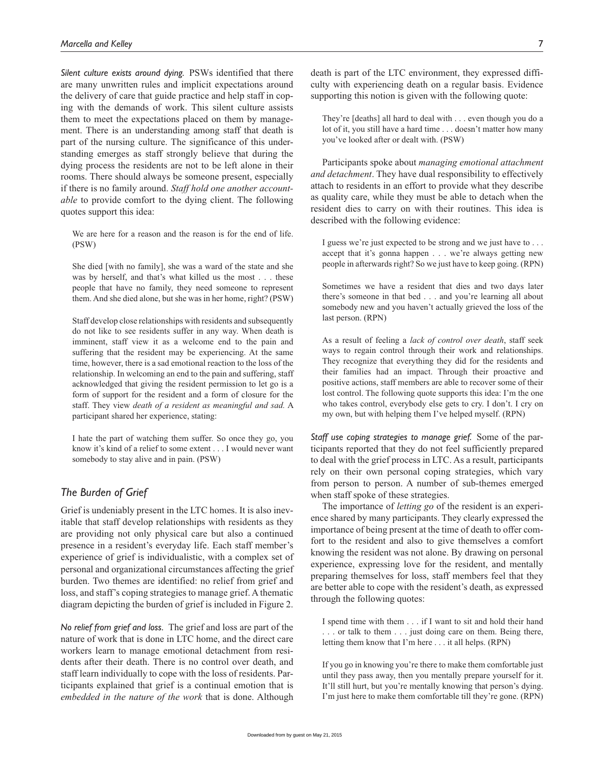*Silent culture exists around dying.* PSWs identified that there are many unwritten rules and implicit expectations around the delivery of care that guide practice and help staff in coping with the demands of work. This silent culture assists them to meet the expectations placed on them by management. There is an understanding among staff that death is part of the nursing culture. The significance of this understanding emerges as staff strongly believe that during the dying process the residents are not to be left alone in their rooms. There should always be someone present, especially if there is no family around. *Staff hold one another accountable* to provide comfort to the dying client. The following quotes support this idea:

> We are here for a reason and the reason is for the end of life. (PSW)

> She died [with no family], she was a ward of the state and she was by herself, and that's what killed us the most . . . these people that have no family, they need someone to represent them. And she died alone, but she was in her home, right? (PSW)

> Staff develop close relationships with residents and subsequently do not like to see residents suffer in any way. When death is imminent, staff view it as a welcome end to the pain and suffering that the resident may be experiencing. At the same time, however, there is a sad emotional reaction to the loss of the relationship. In welcoming an end to the pain and suffering, staff acknowledged that giving the resident permission to let go is a form of support for the resident and a form of closure for the staff. They view *death of a resident as meaningful and sad.* A participant shared her experience, stating:

> I hate the part of watching them suffer. So once they go, you know it's kind of a relief to some extent . . . I would never want somebody to stay alive and in pain. (PSW)

## The Burden of Grief

Grief is undeniably present in the LTC homes. It is also inevitable that staff develop relationships with residents as they are providing not only physical care but also a continued presence in a resident's everyday life. Each staff member's experience of grief is individualistic, with a complex set of personal and organizational circumstances affecting the grief burden. Two themes are identified: no relief from grief and loss, and staff's coping strategies to manage grief. A thematic diagram depicting the burden of grief is included in Figure 2.

*No relief from grief and loss.* The grief and loss are part of the nature of work that is done in LTC home, and the direct care workers learn to manage emotional detachment from residents after their death. There is no control over death, and staff learn individually to cope with the loss of residents. Participants explained that grief is a continual emotion that is *embedded in the nature of the work* that is done. Although death is part of the LTC environment, they expressed difficulty with experiencing death on a regular basis. Evidence supporting this notion is given with the following quote:

> They're [deaths] all hard to deal with . . . even though you do a lot of it, you still have a hard time . . . doesn't matter how many you've looked after or dealt with. (PSW)

Participants spoke about *managing emotional attachment and detachment*. They have dual responsibility to effectively attach to residents in an effort to provide what they describe as quality care, while they must be able to detach when the resident dies to carry on with their routines. This idea is described with the following evidence:

> I guess we're just expected to be strong and we just have to . . . accept that it's gonna happen . . . we're always getting new people in afterwards right? So we just have to keep going. (RPN)

> Sometimes we have a resident that dies and two days later there's someone in that bed . . . and you're learning all about somebody new and you haven't actually grieved the loss of the last person. (RPN)

> As a result of feeling a *lack of control over death*, staff seek ways to regain control through their work and relationships. They recognize that everything they did for the residents and their families had an impact. Through their proactive and positive actions, staff members are able to recover some of their lost control. The following quote supports this idea: I'm the one who takes control, everybody else gets to cry. I don't. I cry on my own, but with helping them I've helped myself. (RPN)

*Staff use coping strategies to manage grief.* Some of the participants reported that they do not feel sufficiently prepared to deal with the grief process in LTC. As a result, participants rely on their own personal coping strategies, which vary from person to person. A number of sub-themes emerged when staff spoke of these strategies.

The importance of *letting go* of the resident is an experience shared by many participants. They clearly expressed the importance of being present at the time of death to offer comfort to the resident and also to give themselves a comfort knowing the resident was not alone. By drawing on personal experience, expressing love for the resident, and mentally preparing themselves for loss, staff members feel that they are better able to cope with the resident's death, as expressed through the following quotes:

> I spend time with them . . . if I want to sit and hold their hand . . . or talk to them . . . just doing care on them. Being there, letting them know that I'm here . . . it all helps. (RPN)

> If you go in knowing you're there to make them comfortable just until they pass away, then you mentally prepare yourself for it. It'll still hurt, but you're mentally knowing that person's dying. I'm just here to make them comfortable till they're gone. (RPN)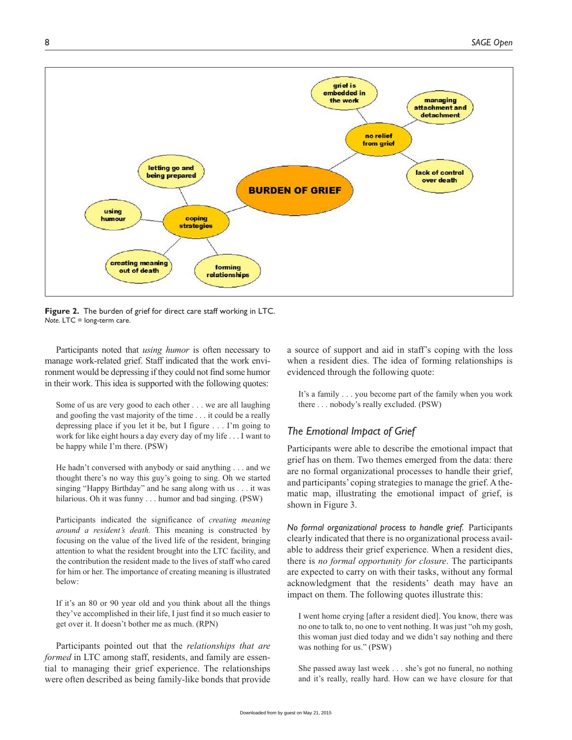**Figure 2.** The burden of grief for direct care staff working in LTC.
*Note.* LTC = long-term care.

Participants noted that *using humor* is often necessary to manage work-related grief. Staff indicated that the work environment would be depressing if they could not find some humor in their work. This idea is supported with the following quotes:

> Some of us are very good to each other . . . we are all laughing and goofing the vast majority of the time . . . it could be a really depressing place if you let it be, but I figure . . . I'm going to work for like eight hours a day every day of my life . . . I want to be happy while I'm there. (PSW)

> He hadn't conversed with anybody or said anything . . . and we thought there's no way this guy's going to sing. Oh we started singing "Happy Birthday" and he sang along with us . . . it was hilarious. Oh it was funny . . . humor and bad singing. (PSW)

> Participants indicated the significance of *creating meaning around a resident's death.* This meaning is constructed by focusing on the value of the lived life of the resident, bringing attention to what the resident brought into the LTC facility, and the contribution the resident made to the lives of staff who cared for him or her. The importance of creating meaning is illustrated below:

> If it's an 80 or 90 year old and you think about all the things they've accomplished in their life, I just find it so much easier to get over it. It doesn't bother me as much. (RPN)

Participants pointed out that the *relationships that are formed* in LTC among staff, residents, and family are essential to managing their grief experience. The relationships were often described as being family-like bonds that provide a source of support and aid in staff's coping with the loss when a resident dies. The idea of forming relationships is evidenced through the following quote:

> It's a family . . . you become part of the family when you work there . . . nobody's really excluded. (PSW)

### The Emotional Impact of Grief

Participants were able to describe the emotional impact that grief has on them. Two themes emerged from the data: there are no formal organizational processes to handle their grief, and participants' coping strategies to manage the grief. A thematic map, illustrating the emotional impact of grief, is shown in Figure 3.

*No formal organizational process to handle grief.* Participants clearly indicated that there is no organizational process available to address their grief experience. When a resident dies, there is *no formal opportunity for closure*. The participants are expected to carry on with their tasks, without any formal acknowledgment that the residents' death may have an impact on them. The following quotes illustrate this:

> I went home crying [after a resident died]. You know, there was no one to talk to, no one to vent nothing. It was just "oh my gosh, this woman just died today and we didn't say nothing and there was nothing for us." (PSW)

> She passed away last week . . . she's got no funeral, no nothing and it's really, really hard. How can we have closure for that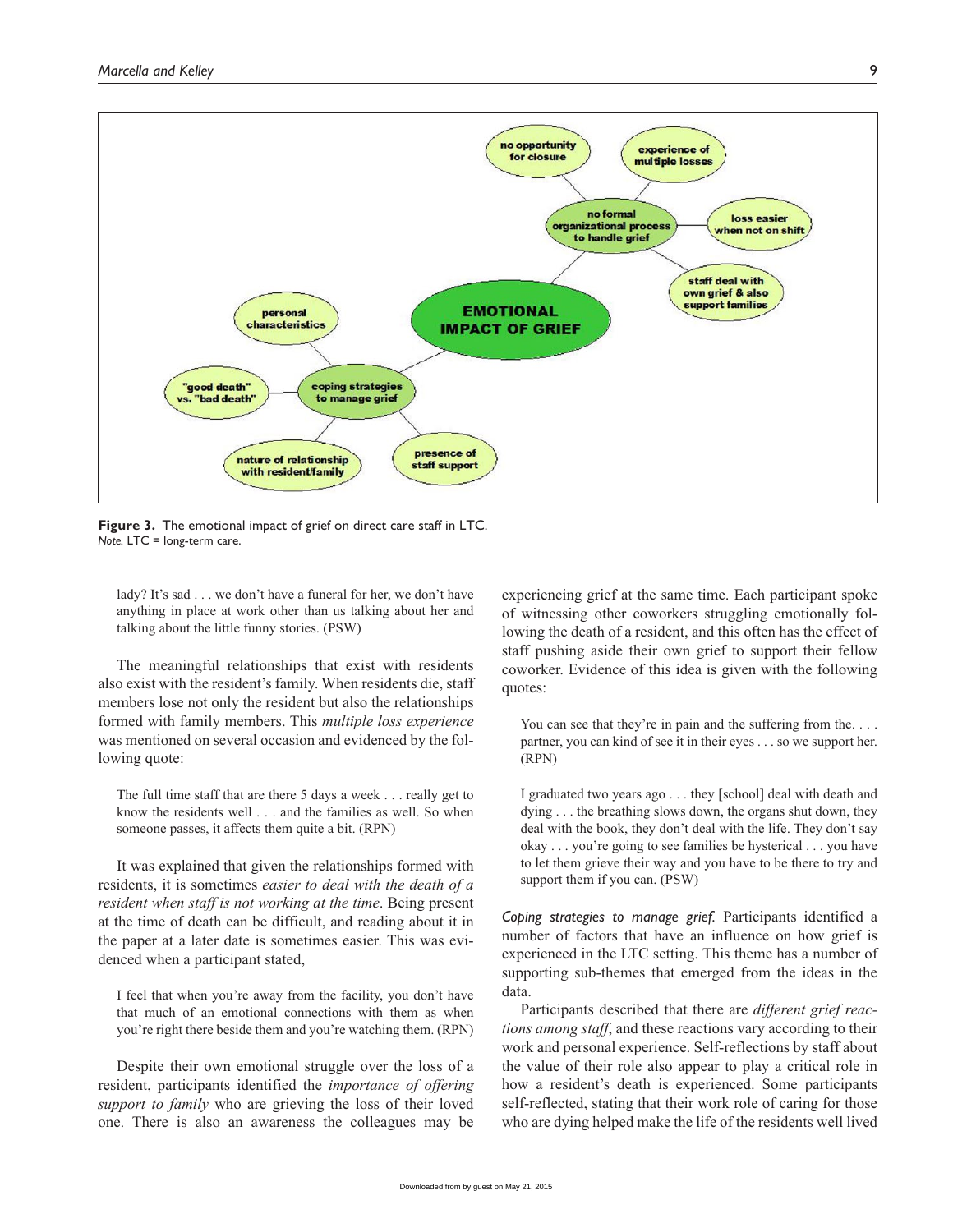**Figure 3.** The emotional impact of grief on direct care staff in LTC.
*Note.* LTC = long-term care.

> lady? It's sad . . . we don't have a funeral for her, we don't have anything in place at work other than us talking about her and talking about the little funny stories. (PSW)

The meaningful relationships that exist with residents also exist with the resident's family. When residents die, staff members lose not only the resident but also the relationships formed with family members. This *multiple loss experience* was mentioned on several occasion and evidenced by the following quote:

> The full time staff that are there 5 days a week . . . really get to know the residents well . . . and the families as well. So when someone passes, it affects them quite a bit. (RPN)

It was explained that given the relationships formed with residents, it is sometimes *easier to deal with the death of a resident when staff is not working at the time*. Being present at the time of death can be difficult, and reading about it in the paper at a later date is sometimes easier. This was evidenced when a participant stated,

> I feel that when you're away from the facility, you don't have that much of an emotional connections with them as when you're right there beside them and you're watching them. (RPN)

Despite their own emotional struggle over the loss of a resident, participants identified the *importance of offering support to family* who are grieving the loss of their loved one. There is also an awareness the colleagues may be experiencing grief at the same time. Each participant spoke of witnessing other coworkers struggling emotionally following the death of a resident, and this often has the effect of staff pushing aside their own grief to support their fellow coworker. Evidence of this idea is given with the following quotes:

> You can see that they're in pain and the suffering from the. . . . partner, you can kind of see it in their eyes . . . so we support her. (RPN)

> I graduated two years ago . . . they [school] deal with death and dying . . . the breathing slows down, the organs shut down, they deal with the book, they don't deal with the life. They don't say okay . . . you're going to see families be hysterical . . . you have to let them grieve their way and you have to be there to try and support them if you can. (PSW)

*Coping strategies to manage grief.* Participants identified a number of factors that have an influence on how grief is experienced in the LTC setting. This theme has a number of supporting sub-themes that emerged from the ideas in the data.

Participants described that there are *different grief reactions among staff*, and these reactions vary according to their work and personal experience. Self-reflections by staff about the value of their role also appear to play a critical role in how a resident's death is experienced. Some participants self-reflected, stating that their work role of caring for those who are dying helped make the life of the residents well lived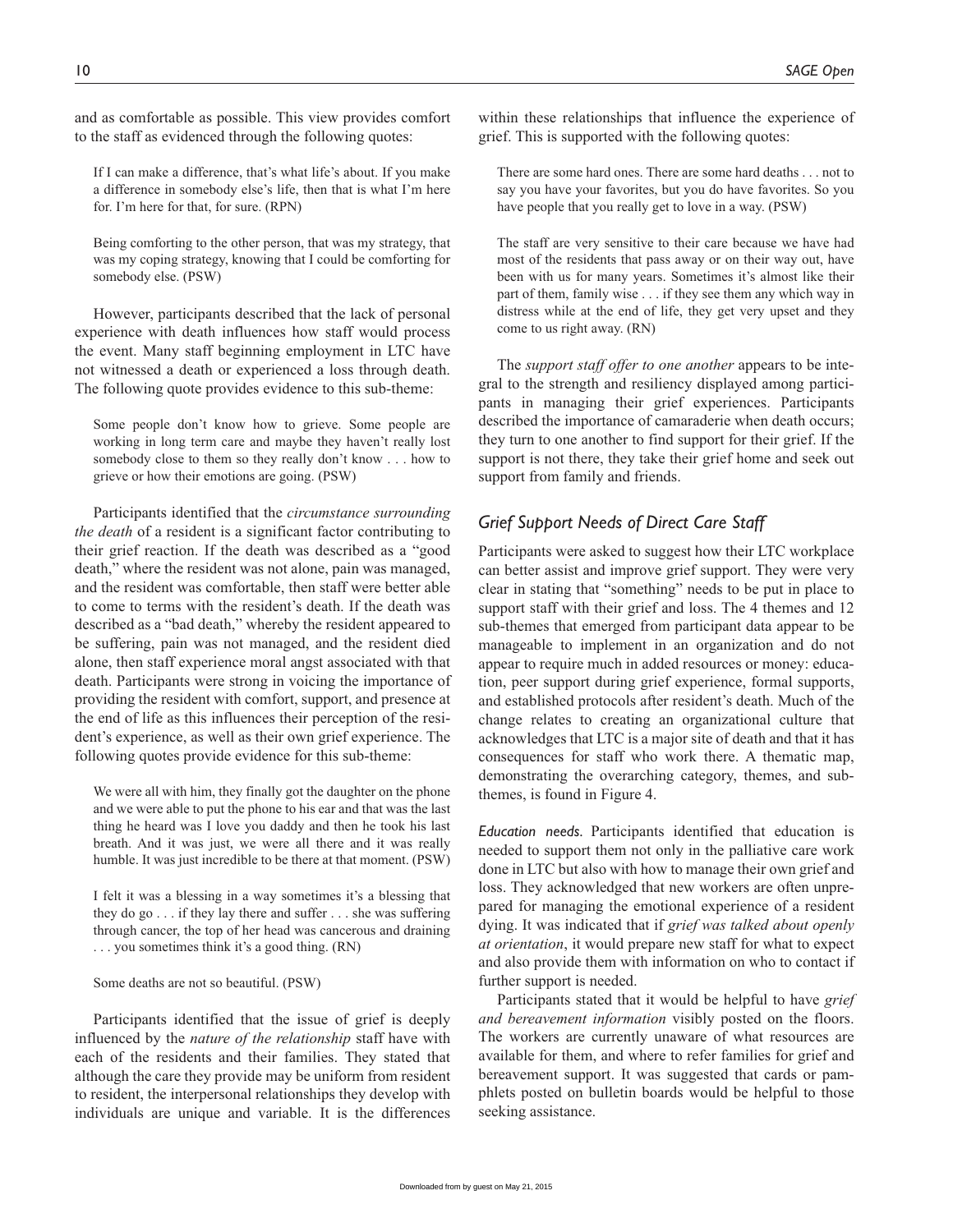and as comfortable as possible. This view provides comfort to the staff as evidenced through the following quotes:

> If I can make a difference, that's what life's about. If you make a difference in somebody else's life, then that is what I'm here for. I'm here for that, for sure. (RPN)

> Being comforting to the other person, that was my strategy, that was my coping strategy, knowing that I could be comforting for somebody else. (PSW)

However, participants described that the lack of personal experience with death influences how staff would process the event. Many staff beginning employment in LTC have not witnessed a death or experienced a loss through death. The following quote provides evidence to this sub-theme:

> Some people don't know how to grieve. Some people are working in long term care and maybe they haven't really lost somebody close to them so they really don't know . . . how to grieve or how their emotions are going. (PSW)

Participants identified that the *circumstance surrounding the death* of a resident is a significant factor contributing to their grief reaction. If the death was described as a "good death," where the resident was not alone, pain was managed, and the resident was comfortable, then staff were better able to come to terms with the resident's death. If the death was described as a "bad death," whereby the resident appeared to be suffering, pain was not managed, and the resident died alone, then staff experience moral angst associated with that death. Participants were strong in voicing the importance of providing the resident with comfort, support, and presence at the end of life as this influences their perception of the resident's experience, as well as their own grief experience. The following quotes provide evidence for this sub-theme:

> We were all with him, they finally got the daughter on the phone and we were able to put the phone to his ear and that was the last thing he heard was I love you daddy and then he took his last breath. And it was just, we were all there and it was really humble. It was just incredible to be there at that moment. (PSW)

> I felt it was a blessing in a way sometimes it's a blessing that they do go . . . if they lay there and suffer . . . she was suffering through cancer, the top of her head was cancerous and draining . . . you sometimes think it's a good thing. (RN)

> Some deaths are not so beautiful. (PSW)

Participants identified that the issue of grief is deeply influenced by the *nature of the relationship* staff have with each of the residents and their families. They stated that although the care they provide may be uniform from resident to resident, the interpersonal relationships they develop with individuals are unique and variable. It is the differences within these relationships that influence the experience of grief. This is supported with the following quotes:

> There are some hard ones. There are some hard deaths . . . not to say you have your favorites, but you do have favorites. So you have people that you really get to love in a way. (PSW)

> The staff are very sensitive to their care because we have had most of the residents that pass away or on their way out, have been with us for many years. Sometimes it's almost like their part of them, family wise . . . if they see them any which way in distress while at the end of life, they get very upset and they come to us right away. (RN)

The *support staff offer to one another* appears to be integral to the strength and resiliency displayed among participants in managing their grief experiences. Participants described the importance of camaraderie when death occurs; they turn to one another to find support for their grief. If the support is not there, they take their grief home and seek out support from family and friends.

### *Grief Support Needs of Direct Care Staff*

Participants were asked to suggest how their LTC workplace can better assist and improve grief support. They were very clear in stating that "something" needs to be put in place to support staff with their grief and loss. The 4 themes and 12 sub-themes that emerged from participant data appear to be manageable to implement in an organization and do not appear to require much in added resources or money: education, peer support during grief experience, formal supports, and established protocols after resident's death. Much of the change relates to creating an organizational culture that acknowledges that LTC is a major site of death and that it has consequences for staff who work there. A thematic map, demonstrating the overarching category, themes, and sub-themes, is found in Figure 4.

*Education needs.* Participants identified that education is needed to support them not only in the palliative care work done in LTC but also with how to manage their own grief and loss. They acknowledged that new workers are often unprepared for managing the emotional experience of a resident dying. It was indicated that if *grief was talked about openly at orientation*, it would prepare new staff for what to expect and also provide them with information on who to contact if further support is needed.

Participants stated that it would be helpful to have *grief and bereavement information* visibly posted on the floors. The workers are currently unaware of what resources are available for them, and where to refer families for grief and bereavement support. It was suggested that cards or pamphlets posted on bulletin boards would be helpful to those seeking assistance.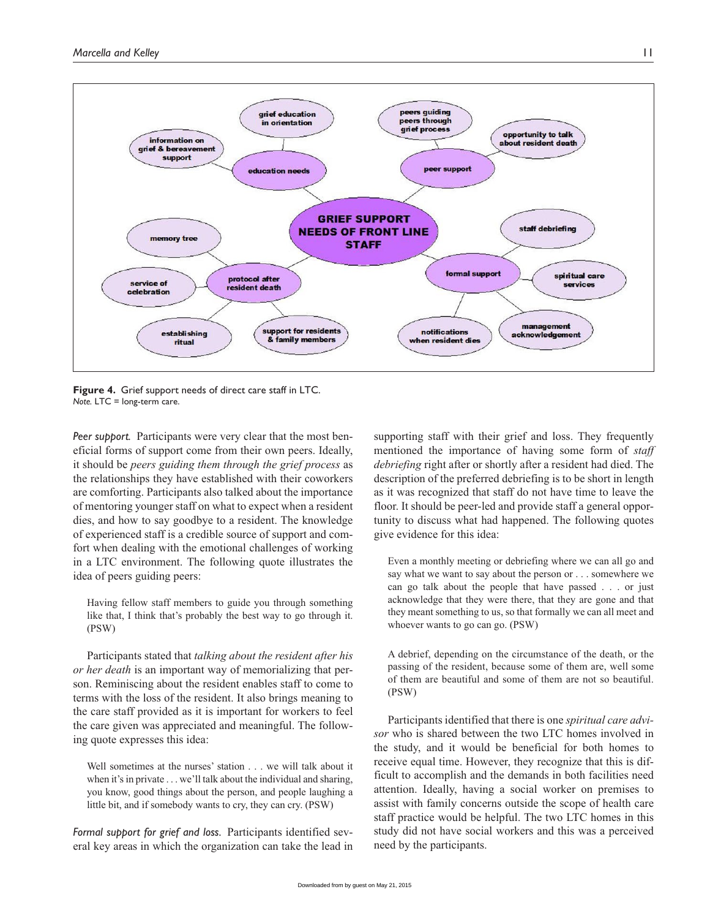**Figure 4.** Grief support needs of direct care staff in LTC.
*Note.* LTC = long-term care.

*Peer support.* Participants were very clear that the most beneficial forms of support come from their own peers. Ideally, it should be *peers guiding them through the grief process* as the relationships they have established with their coworkers are comforting. Participants also talked about the importance of mentoring younger staff on what to expect when a resident dies, and how to say goodbye to a resident. The knowledge of experienced staff is a credible source of support and comfort when dealing with the emotional challenges of working in a LTC environment. The following quote illustrates the idea of peers guiding peers:

> Having fellow staff members to guide you through something like that, I think that's probably the best way to go through it. (PSW)

Participants stated that *talking about the resident after his or her death* is an important way of memorializing that person. Reminiscing about the resident enables staff to come to terms with the loss of the resident. It also brings meaning to the care staff provided as it is important for workers to feel the care given was appreciated and meaningful. The following quote expresses this idea:

> Well sometimes at the nurses' station . . . we will talk about it when it's in private . . . we'll talk about the individual and sharing, you know, good things about the person, and people laughing a little bit, and if somebody wants to cry, they can cry. (PSW)

*Formal support for grief and loss.* Participants identified several key areas in which the organization can take the lead in supporting staff with their grief and loss. They frequently mentioned the importance of having some form of *staff debriefing* right after or shortly after a resident had died. The description of the preferred debriefing is to be short in length as it was recognized that staff do not have time to leave the floor. It should be peer-led and provide staff a general opportunity to discuss what had happened. The following quotes give evidence for this idea:

> Even a monthly meeting or debriefing where we can all go and say what we want to say about the person or . . . somewhere we can go talk about the people that have passed . . . or just acknowledge that they were there, that they are gone and that they meant something to us, so that formally we can all meet and whoever wants to go can go. (PSW)

> A debrief, depending on the circumstance of the death, or the passing of the resident, because some of them are, well some of them are beautiful and some of them are not so beautiful. (PSW)

Participants identified that there is one *spiritual care advisor* who is shared between the two LTC homes involved in the study, and it would be beneficial for both homes to receive equal time. However, they recognize that this is difficult to accomplish and the demands in both facilities need attention. Ideally, having a social worker on premises to assist with family concerns outside the scope of health care staff practice would be helpful. The two LTC homes in this study did not have social workers and this was a perceived need by the participants.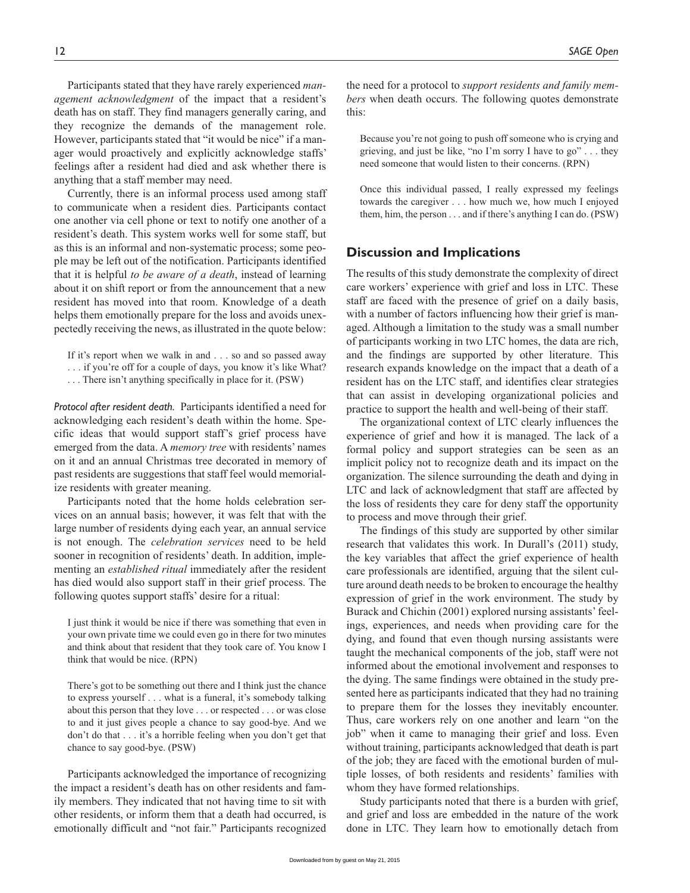Participants stated that they have rarely experienced *management acknowledgment* of the impact that a resident's death has on staff. They find managers generally caring, and they recognize the demands of the management role. However, participants stated that "it would be nice" if a manager would proactively and explicitly acknowledge staffs' feelings after a resident had died and ask whether there is anything that a staff member may need.

Currently, there is an informal process used among staff to communicate when a resident dies. Participants contact one another via cell phone or text to notify one another of a resident's death. This system works well for some staff, but as this is an informal and non-systematic process; some people may be left out of the notification. Participants identified that it is helpful *to be aware of a death*, instead of learning about it on shift report or from the announcement that a new resident has moved into that room. Knowledge of a death helps them emotionally prepare for the loss and avoids unexpectedly receiving the news, as illustrated in the quote below:

> If it's report when we walk in and . . . so and so passed away . . . if you're off for a couple of days, you know it's like What? . . . There isn't anything specifically in place for it. (PSW)

*Protocol after resident death.* Participants identified a need for acknowledging each resident's death within the home. Specific ideas that would support staff's grief process have emerged from the data. A *memory tree* with residents' names on it and an annual Christmas tree decorated in memory of past residents are suggestions that staff feel would memorialize residents with greater meaning.

Participants noted that the home holds celebration services on an annual basis; however, it was felt that with the large number of residents dying each year, an annual service is not enough. The *celebration services* need to be held sooner in recognition of residents' death. In addition, implementing an *established ritual* immediately after the resident has died would also support staff in their grief process. The following quotes support staffs' desire for a ritual:

> I just think it would be nice if there was something that even in your own private time we could even go in there for two minutes and think about that resident that they took care of. You know I think that would be nice. (RPN)

> There's got to be something out there and I think just the chance to express yourself . . . what is a funeral, it's somebody talking about this person that they love . . . or respected . . . or was close to and it just gives people a chance to say good-bye. And we don't do that . . . it's a horrible feeling when you don't get that chance to say good-bye. (PSW)

Participants acknowledged the importance of recognizing the impact a resident's death has on other residents and family members. They indicated that not having time to sit with other residents, or inform them that a death had occurred, is emotionally difficult and "not fair." Participants recognized the need for a protocol to *support residents and family members* when death occurs. The following quotes demonstrate this:

> Because you're not going to push off someone who is crying and grieving, and just be like, "no I'm sorry I have to go" . . . they need someone that would listen to their concerns. (RPN)

> Once this individual passed, I really expressed my feelings towards the caregiver . . . how much we, how much I enjoyed them, him, the person . . . and if there's anything I can do. (PSW)

## Discussion and Implications

The results of this study demonstrate the complexity of direct care workers' experience with grief and loss in LTC. These staff are faced with the presence of grief on a daily basis, with a number of factors influencing how their grief is managed. Although a limitation to the study was a small number of participants working in two LTC homes, the data are rich, and the findings are supported by other literature. This research expands knowledge on the impact that a death of a resident has on the LTC staff, and identifies clear strategies that can assist in developing organizational policies and practice to support the health and well-being of their staff.

The organizational context of LTC clearly influences the experience of grief and how it is managed. The lack of a formal policy and support strategies can be seen as an implicit policy not to recognize death and its impact on the organization. The silence surrounding the death and dying in LTC and lack of acknowledgment that staff are affected by the loss of residents they care for deny staff the opportunity to process and move through their grief.

The findings of this study are supported by other similar research that validates this work. In Durall's (2011) study, the key variables that affect the grief experience of health care professionals are identified, arguing that the silent culture around death needs to be broken to encourage the healthy expression of grief in the work environment. The study by Burack and Chichin (2001) explored nursing assistants' feelings, experiences, and needs when providing care for the dying, and found that even though nursing assistants were taught the mechanical components of the job, staff were not informed about the emotional involvement and responses to the dying. The same findings were obtained in the study presented here as participants indicated that they had no training to prepare them for the losses they inevitably encounter. Thus, care workers rely on one another and learn "on the job" when it came to managing their grief and loss. Even without training, participants acknowledged that death is part of the job; they are faced with the emotional burden of multiple losses, of both residents and residents' families with whom they have formed relationships.

Study participants noted that there is a burden with grief, and grief and loss are embedded in the nature of the work done in LTC. They learn how to emotionally detach from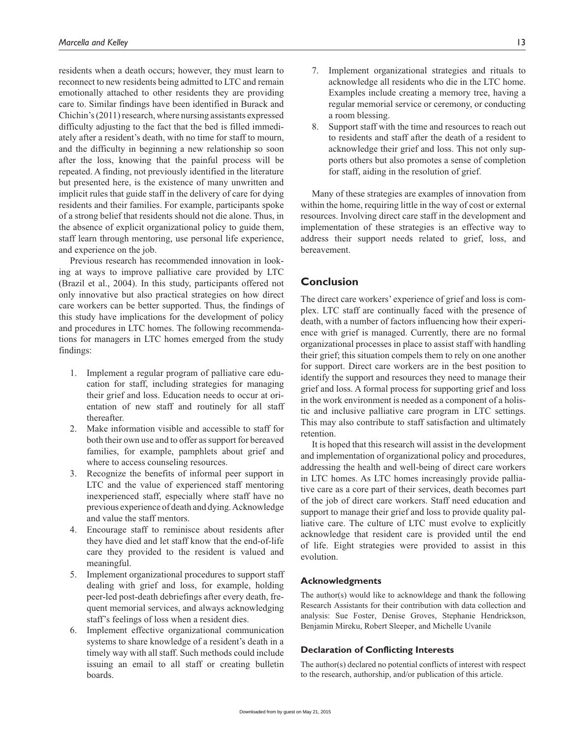residents when a death occurs; however, they must learn to reconnect to new residents being admitted to LTC and remain emotionally attached to other residents they are providing care to. Similar findings have been identified in Burack and Chichin's (2011) research, where nursing assistants expressed difficulty adjusting to the fact that the bed is filled immediately after a resident's death, with no time for staff to mourn, and the difficulty in beginning a new relationship so soon after the loss, knowing that the painful process will be repeated. A finding, not previously identified in the literature but presented here, is the existence of many unwritten and implicit rules that guide staff in the delivery of care for dying residents and their families. For example, participants spoke of a strong belief that residents should not die alone. Thus, in the absence of explicit organizational policy to guide them, staff learn through mentoring, use personal life experience, and experience on the job.

Previous research has recommended innovation in looking at ways to improve palliative care provided by LTC (Brazil et al., 2004). In this study, participants offered not only innovative but also practical strategies on how direct care workers can be better supported. Thus, the findings of this study have implications for the development of policy and procedures in LTC homes. The following recommendations for managers in LTC homes emerged from the study findings:

1. Implement a regular program of palliative care education for staff, including strategies for managing their grief and loss. Education needs to occur at orientation of new staff and routinely for all staff thereafter.
2. Make information visible and accessible to staff for both their own use and to offer as support for bereaved families, for example, pamphlets about grief and where to access counseling resources.
3. Recognize the benefits of informal peer support in LTC and the value of experienced staff mentoring inexperienced staff, especially where staff have no previous experience of death and dying. Acknowledge and value the staff mentors.
4. Encourage staff to reminisce about residents after they have died and let staff know that the end-of-life care they provided to the resident is valued and meaningful.
5. Implement organizational procedures to support staff dealing with grief and loss, for example, holding peer-led post-death debriefings after every death, frequent memorial services, and always acknowledging staff's feelings of loss when a resident dies.
6. Implement effective organizational communication systems to share knowledge of a resident's death in a timely way with all staff. Such methods could include issuing an email to all staff or creating bulletin boards.
7. Implement organizational strategies and rituals to acknowledge all residents who die in the LTC home. Examples include creating a memory tree, having a regular memorial service or ceremony, or conducting a room blessing.
8. Support staff with the time and resources to reach out to residents and staff after the death of a resident to acknowledge their grief and loss. This not only supports others but also promotes a sense of completion for staff, aiding in the resolution of grief.

Many of these strategies are examples of innovation from within the home, requiring little in the way of cost or external resources. Involving direct care staff in the development and implementation of these strategies is an effective way to address their support needs related to grief, loss, and bereavement.

## Conclusion

The direct care workers' experience of grief and loss is complex. LTC staff are continually faced with the presence of death, with a number of factors influencing how their experience with grief is managed. Currently, there are no formal organizational processes in place to assist staff with handling their grief; this situation compels them to rely on one another for support. Direct care workers are in the best position to identify the support and resources they need to manage their grief and loss. A formal process for supporting grief and loss in the work environment is needed as a component of a holistic and inclusive palliative care program in LTC settings. This may also contribute to staff satisfaction and ultimately retention.

It is hoped that this research will assist in the development and implementation of organizational policy and procedures, addressing the health and well-being of direct care workers in LTC homes. As LTC homes increasingly provide palliative care as a core part of their services, death becomes part of the job of direct care workers. Staff need education and support to manage their grief and loss to provide quality palliative care. The culture of LTC must evolve to explicitly acknowledge that resident care is provided until the end of life. Eight strategies were provided to assist in this evolution.

### Acknowledgments

The author(s) would like to acknowldege and thank the following Research Assistants for their contribution with data collection and analysis: Sue Foster, Denise Groves, Stephanie Hendrickson, Benjamin Mireku, Robert Sleeper, and Michelle Uvanile

### Declaration of Conflicting Interests

The author(s) declared no potential conflicts of interest with respect to the research, authorship, and/or publication of this article.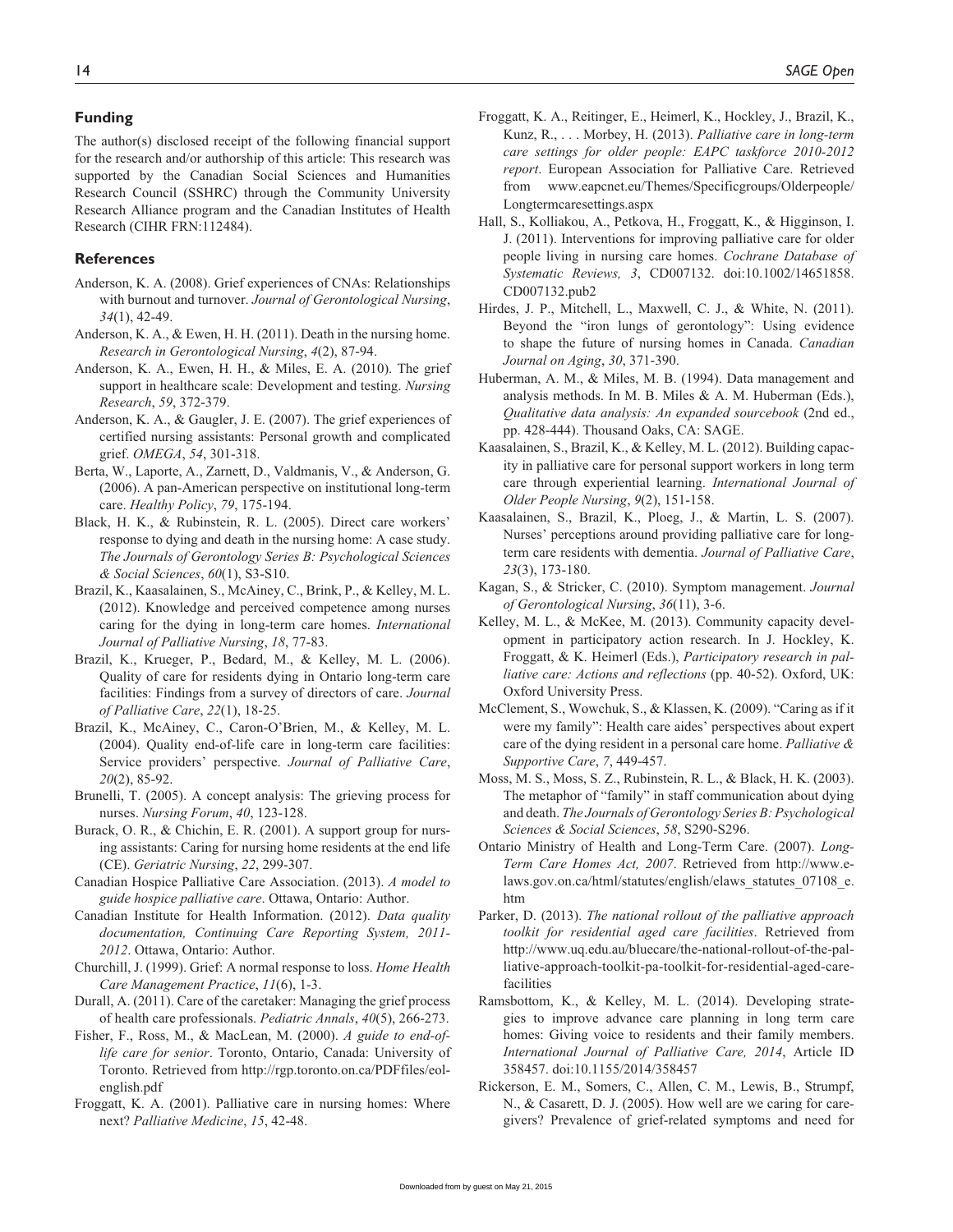## Funding

The author(s) disclosed receipt of the following financial support for the research and/or authorship of this article: This research was supported by the Canadian Social Sciences and Humanities Research Council (SSHRC) through the Community University Research Alliance program and the Canadian Institutes of Health Research (CIHR FRN:112484).

## References

Anderson, K. A. (2008). Grief experiences of CNAs: Relationships with burnout and turnover. *Journal of Gerontological Nursing*, *34*(1), 42-49.

Anderson, K. A., & Ewen, H. H. (2011). Death in the nursing home. *Research in Gerontological Nursing*, *4*(2), 87-94.

Anderson, K. A., Ewen, H. H., & Miles, E. A. (2010). The grief support in healthcare scale: Development and testing. *Nursing Research*, *59*, 372-379.

Anderson, K. A., & Gaugler, J. E. (2007). The grief experiences of certified nursing assistants: Personal growth and complicated grief. *OMEGA*, *54*, 301-318.

Berta, W., Laporte, A., Zarnett, D., Valdmanis, V., & Anderson, G. (2006). A pan-American perspective on institutional long-term care. *Healthy Policy*, *79*, 175-194.

Black, H. K., & Rubinstein, R. L. (2005). Direct care workers' response to dying and death in the nursing home: A case study. *The Journals of Gerontology Series B: Psychological Sciences & Social Sciences*, *60*(1), S3-S10.

Brazil, K., Kaasalainen, S., McAiney, C., Brink, P., & Kelley, M. L. (2012). Knowledge and perceived competence among nurses caring for the dying in long-term care homes. *International Journal of Palliative Nursing*, *18*, 77-83.

Brazil, K., Krueger, P., Bedard, M., & Kelley, M. L. (2006). Quality of care for residents dying in Ontario long-term care facilities: Findings from a survey of directors of care. *Journal of Palliative Care*, *22*(1), 18-25.

Brazil, K., McAiney, C., Caron-O'Brien, M., & Kelley, M. L. (2004). Quality end-of-life care in long-term care facilities: Service providers' perspective. *Journal of Palliative Care*, *20*(2), 85-92.

Brunelli, T. (2005). A concept analysis: The grieving process for nurses. *Nursing Forum*, *40*, 123-128.

Burack, O. R., & Chichin, E. R. (2001). A support group for nursing assistants: Caring for nursing home residents at the end life (CE). *Geriatric Nursing*, *22*, 299-307.

Canadian Hospice Palliative Care Association. (2013). *A model to guide hospice palliative care*. Ottawa, Ontario: Author.

Canadian Institute for Health Information. (2012). *Data quality documentation, Continuing Care Reporting System, 2011-2012*. Ottawa, Ontario: Author.

Churchill, J. (1999). Grief: A normal response to loss. *Home Health Care Management Practice*, *11*(6), 1-3.

Durall, A. (2011). Care of the caretaker: Managing the grief process of health care professionals. *Pediatric Annals*, *40*(5), 266-273.

Fisher, F., Ross, M., & MacLean, M. (2000). *A guide to end-of-life care for senior*. Toronto, Ontario, Canada: University of Toronto. Retrieved from http://rgp.toronto.on.ca/PDFfiles/eol-english.pdf

Froggatt, K. A. (2001). Palliative care in nursing homes: Where next? *Palliative Medicine*, *15*, 42-48.

Froggatt, K. A., Reitinger, E., Heimerl, K., Hockley, J., Brazil, K., Kunz, R., . . . Morbey, H. (2013). *Palliative care in long-term care settings for older people: EAPC taskforce 2010-2012 report*. European Association for Palliative Care. Retrieved from www.eapcnet.eu/Themes/Specificgroups/Olderpeople/Longtermcaresettings.aspx

Hall, S., Kolliakou, A., Petkova, H., Froggatt, K., & Higginson, I. J. (2011). Interventions for improving palliative care for older people living in nursing care homes. *Cochrane Database of Systematic Reviews, 3*, CD007132. doi:10.1002/14651858.CD007132.pub2

Hirdes, J. P., Mitchell, L., Maxwell, C. J., & White, N. (2011). Beyond the "iron lungs of gerontology": Using evidence to shape the future of nursing homes in Canada. *Canadian Journal on Aging*, *30*, 371-390.

Huberman, A. M., & Miles, M. B. (1994). Data management and analysis methods. In M. B. Miles & A. M. Huberman (Eds.), *Qualitative data analysis: An expanded sourcebook* (2nd ed., pp. 428-444). Thousand Oaks, CA: SAGE.

Kaasalainen, S., Brazil, K., & Kelley, M. L. (2012). Building capacity in palliative care for personal support workers in long term care through experiential learning. *International Journal of Older People Nursing*, *9*(2), 151-158.

Kaasalainen, S., Brazil, K., Ploeg, J., & Martin, L. S. (2007). Nurses' perceptions around providing palliative care for long-term care residents with dementia. *Journal of Palliative Care*, *23*(3), 173-180.

Kagan, S., & Stricker, C. (2010). Symptom management. *Journal of Gerontological Nursing*, *36*(11), 3-6.

Kelley, M. L., & McKee, M. (2013). Community capacity development in participatory action research. In J. Hockley, K. Froggatt, & K. Heimerl (Eds.), *Participatory research in palliative care: Actions and reflections* (pp. 40-52). Oxford, UK: Oxford University Press.

McClement, S., Wowchuk, S., & Klassen, K. (2009). "Caring as if it were my family": Health care aides' perspectives about expert care of the dying resident in a personal care home. *Palliative & Supportive Care*, *7*, 449-457.

Moss, M. S., Moss, S. Z., Rubinstein, R. L., & Black, H. K. (2003). The metaphor of "family" in staff communication about dying and death. *The Journals of Gerontology Series B: Psychological Sciences & Social Sciences*, *58*, S290-S296.

Ontario Ministry of Health and Long-Term Care. (2007). *Long-Term Care Homes Act, 2007*. Retrieved from http://www.e-laws.gov.on.ca/html/statutes/english/elaws_statutes_07108_e.htm

Parker, D. (2013). *The national rollout of the palliative approach toolkit for residential aged care facilities*. Retrieved from http://www.uq.edu.au/bluecare/the-national-rollout-of-the-palliative-approach-toolkit-pa-toolkit-for-residential-aged-care-facilities

Ramsbottom, K., & Kelley, M. L. (2014). Developing strategies to improve advance care planning in long term care homes: Giving voice to residents and their family members. *International Journal of Palliative Care, 2014*, Article ID 358457. doi:10.1155/2014/358457

Rickerson, E. M., Somers, C., Allen, C. M., Lewis, B., Strumpf, N., & Casarett, D. J. (2005). How well are we caring for caregivers? Prevalence of grief-related symptoms and need for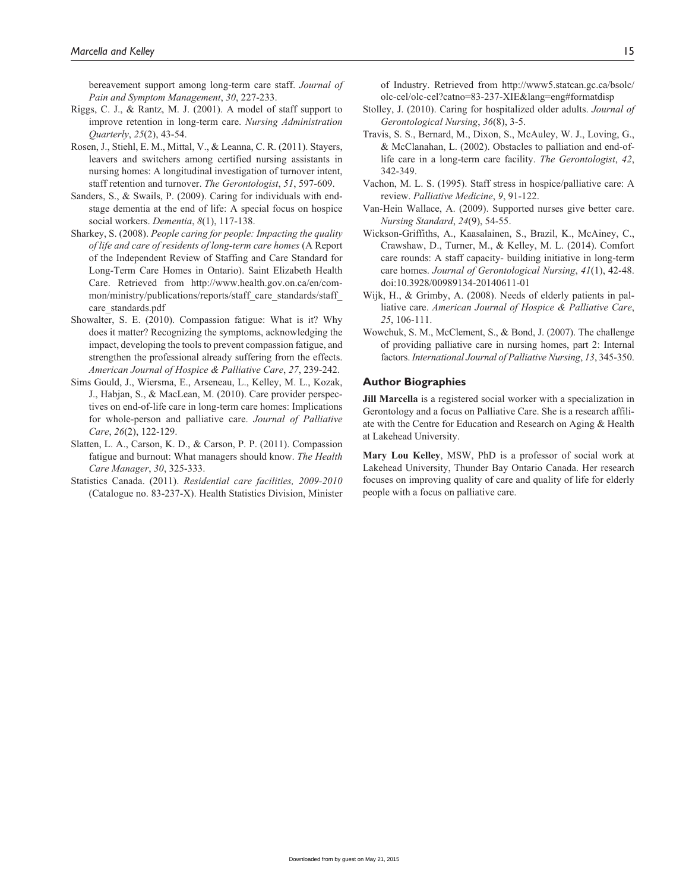bereavement support among long-term care staff. *Journal of Pain and Symptom Management*, *30*, 227-233.

Riggs, C. J., & Rantz, M. J. (2001). A model of staff support to improve retention in long-term care. *Nursing Administration Quarterly*, *25*(2), 43-54.

Rosen, J., Stiehl, E. M., Mittal, V., & Leanna, C. R. (2011). Stayers, leavers and switchers among certified nursing assistants in nursing homes: A longitudinal investigation of turnover intent, staff retention and turnover. *The Gerontologist*, *51*, 597-609.

Sanders, S., & Swails, P. (2009). Caring for individuals with end-stage dementia at the end of life: A special focus on hospice social workers. *Dementia*, *8*(1), 117-138.

Sharkey, S. (2008). *People caring for people: Impacting the quality of life and care of residents of long-term care homes* (A Report of the Independent Review of Staffing and Care Standard for Long-Term Care Homes in Ontario). Saint Elizabeth Health Care. Retrieved from http://www.health.gov.on.ca/en/common/ministry/publications/reports/staff_care_standards/staff_care_standards.pdf

Showalter, S. E. (2010). Compassion fatigue: What is it? Why does it matter? Recognizing the symptoms, acknowledging the impact, developing the tools to prevent compassion fatigue, and strengthen the professional already suffering from the effects. *American Journal of Hospice & Palliative Care*, *27*, 239-242.

Sims Gould, J., Wiersma, E., Arseneau, L., Kelley, M. L., Kozak, J., Habjan, S., & MacLean, M. (2010). Care provider perspectives on end-of-life care in long-term care homes: Implications for whole-person and palliative care. *Journal of Palliative Care*, *26*(2), 122-129.

Slatten, L. A., Carson, K. D., & Carson, P. P. (2011). Compassion fatigue and burnout: What managers should know. *The Health Care Manager*, *30*, 325-333.

Statistics Canada. (2011). *Residential care facilities, 2009-2010* (Catalogue no. 83-237-X). Health Statistics Division, Minister of Industry. Retrieved from http://www5.statcan.gc.ca/bsolc/olc-cel/olc-cel?catno=83-237-XIE&lang=eng#formatdisp

Stolley, J. (2010). Caring for hospitalized older adults. *Journal of Gerontological Nursing*, *36*(8), 3-5.

Travis, S. S., Bernard, M., Dixon, S., McAuley, W. J., Loving, G., & McClanahan, L. (2002). Obstacles to palliation and end-of-life care in a long-term care facility. *The Gerontologist*, *42*, 342-349.

Vachon, M. L. S. (1995). Staff stress in hospice/palliative care: A review. *Palliative Medicine*, *9*, 91-122.

Van-Hein Wallace, A. (2009). Supported nurses give better care. *Nursing Standard*, *24*(9), 54-55.

Wickson-Griffiths, A., Kaasalainen, S., Brazil, K., McAiney, C., Crawshaw, D., Turner, M., & Kelley, M. L. (2014). Comfort care rounds: A staff capacity- building initiative in long-term care homes. *Journal of Gerontological Nursing*, *41*(1), 42-48. doi:10.3928/00989134-20140611-01

Wijk, H., & Grimby, A. (2008). Needs of elderly patients in palliative care. *American Journal of Hospice & Palliative Care*, *25*, 106-111.

Wowchuk, S. M., McClement, S., & Bond, J. (2007). The challenge of providing palliative care in nursing homes, part 2: Internal factors. *International Journal of Palliative Nursing*, *13*, 345-350.

## Author Biographies

**Jill Marcella** is a registered social worker with a specialization in Gerontology and a focus on Palliative Care. She is a research affiliate with the Centre for Education and Research on Aging & Health at Lakehead University.

**Mary Lou Kelley**, MSW, PhD is a professor of social work at Lakehead University, Thunder Bay Ontario Canada. Her research focuses on improving quality of care and quality of life for elderly people with a focus on palliative care.